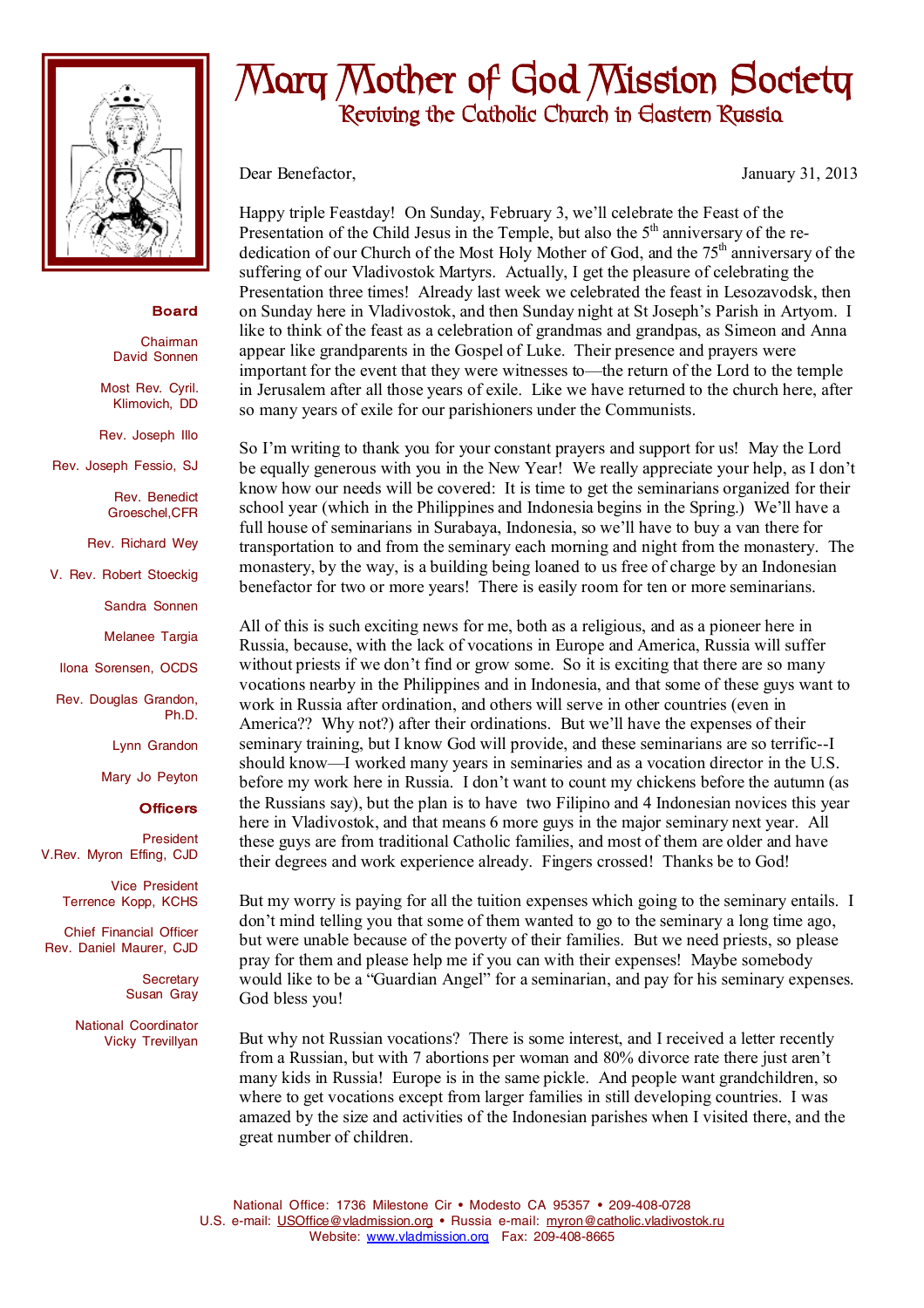# Mary Mother of God Mission Society

## Reviving the Catholic Church in Eastern Russia

**Board**

Chairman
David Sonnen

Most Rev. Cyril. Klimovich, DD

Rev. Joseph Illo

Rev. Joseph Fessio, SJ

Rev. Benedict Groeschel,CFR

Rev. Richard Wey

V. Rev. Robert Stoeckig

Sandra Sonnen

Melanee Targia

Ilona Sorensen, OCDS

Rev. Douglas Grandon, Ph.D.

Lynn Grandon

Mary Jo Peyton

**Officers**

President
V.Rev. Myron Effing, CJD

Vice President
Terrence Kopp, KCHS

Chief Financial Officer
Rev. Daniel Maurer, CJD

Secretary
Susan Gray

National Coordinator
Vicky Trevillyan

Dear Benefactor, January 31, 2013

Happy triple Feastday! On Sunday, February 3, we'll celebrate the Feast of the Presentation of the Child Jesus in the Temple, but also the 5th anniversary of the re-dedication of our Church of the Most Holy Mother of God, and the 75th anniversary of the suffering of our Vladivostok Martyrs. Actually, I get the pleasure of celebrating the Presentation three times! Already last week we celebrated the feast in Lesozavodsk, then on Sunday here in Vladivostok, and then Sunday night at St Joseph's Parish in Artyom. I like to think of the feast as a celebration of grandmas and grandpas, as Simeon and Anna appear like grandparents in the Gospel of Luke. Their presence and prayers were important for the event that they were witnesses to—the return of the Lord to the temple in Jerusalem after all those years of exile. Like we have returned to the church here, after so many years of exile for our parishioners under the Communists.

So I'm writing to thank you for your constant prayers and support for us! May the Lord be equally generous with you in the New Year! We really appreciate your help, as I don't know how our needs will be covered: It is time to get the seminarians organized for their school year (which in the Philippines and Indonesia begins in the Spring.) We'll have a full house of seminarians in Surabaya, Indonesia, so we'll have to buy a van there for transportation to and from the seminary each morning and night from the monastery. The monastery, by the way, is a building being loaned to us free of charge by an Indonesian benefactor for two or more years! There is easily room for ten or more seminarians.

All of this is such exciting news for me, both as a religious, and as a pioneer here in Russia, because, with the lack of vocations in Europe and America, Russia will suffer without priests if we don't find or grow some. So it is exciting that there are so many vocations nearby in the Philippines and in Indonesia, and that some of these guys want to work in Russia after ordination, and others will serve in other countries (even in America?? Why not?) after their ordinations. But we'll have the expenses of their seminary training, but I know God will provide, and these seminarians are so terrific--I should know—I worked many years in seminaries and as a vocation director in the U.S. before my work here in Russia. I don't want to count my chickens before the autumn (as the Russians say), but the plan is to have two Filipino and 4 Indonesian novices this year here in Vladivostok, and that means 6 more guys in the major seminary next year. All these guys are from traditional Catholic families, and most of them are older and have their degrees and work experience already. Fingers crossed! Thanks be to God!

But my worry is paying for all the tuition expenses which going to the seminary entails. I don't mind telling you that some of them wanted to go to the seminary a long time ago, but were unable because of the poverty of their families. But we need priests, so please pray for them and please help me if you can with their expenses! Maybe somebody would like to be a "Guardian Angel" for a seminarian, and pay for his seminary expenses. God bless you!

But why not Russian vocations? There is some interest, and I received a letter recently from a Russian, but with 7 abortions per woman and 80% divorce rate there just aren't many kids in Russia! Europe is in the same pickle. And people want grandchildren, so where to get vocations except from larger families in still developing countries. I was amazed by the size and activities of the Indonesian parishes when I visited there, and the great number of children.

National Office: 1736 Milestone Cir • Modesto CA 95357 • 209-408-0728
U.S. e-mail: USOffice@vladmission.org • Russia e-mail: myron@catholic.vladivostok.ru
Website: www.vladmission.org Fax: 209-408-8665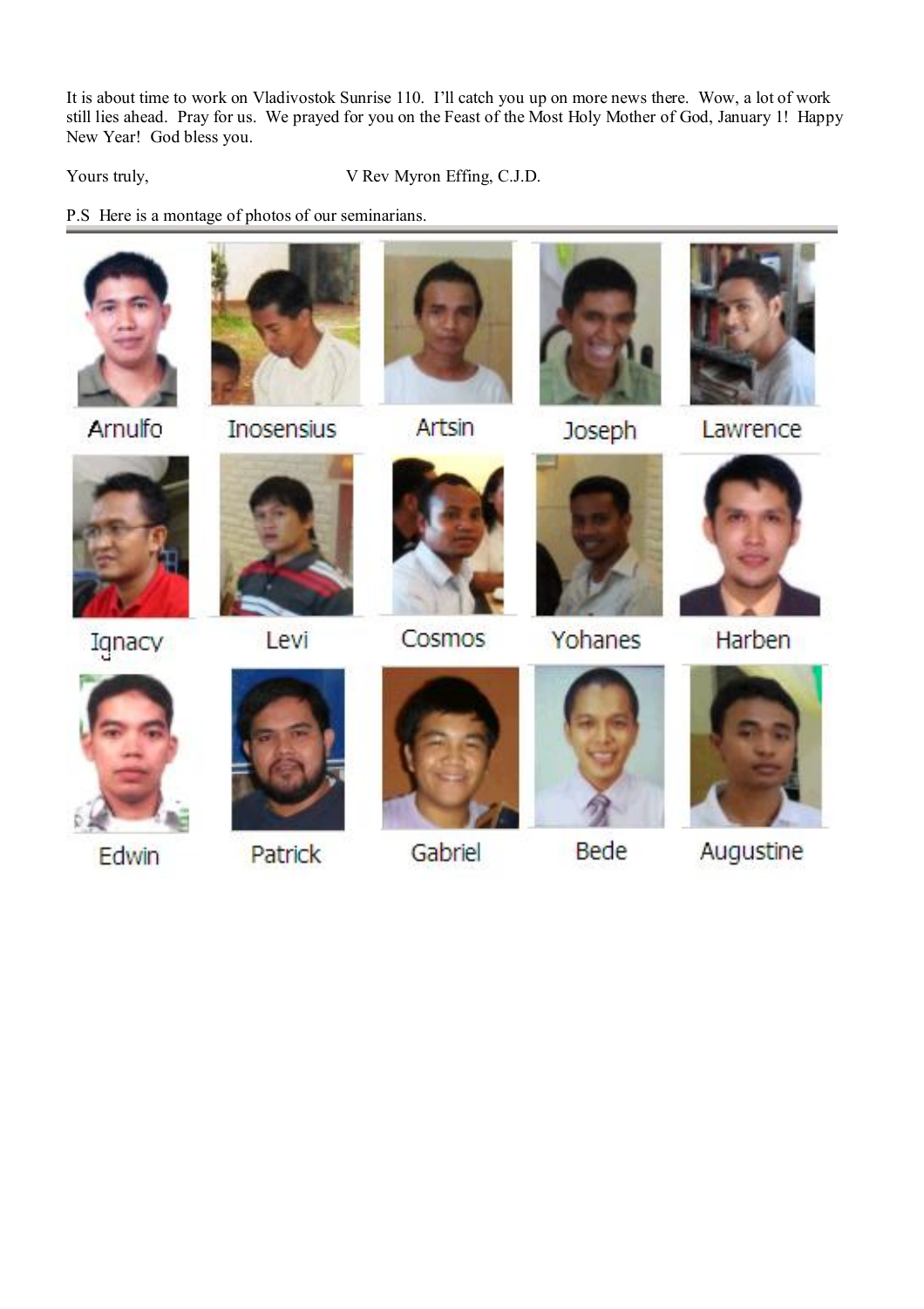It is about time to work on Vladivostok Sunrise 110. I'll catch you up on more news there. Wow, a lot of work still lies ahead. Pray for us. We prayed for you on the Feast of the Most Holy Mother of God, January 1! Happy New Year! God bless you.

Yours truly, V Rev Myron Effing, C.J.D.

P.S Here is a montage of photos of our seminarians.

---

Arnulfo Inosensius Artsin Joseph Lawrence

Ignacy Levi Cosmos Yohanes Harben

Edwin Patrick Gabriel Bede Augustine